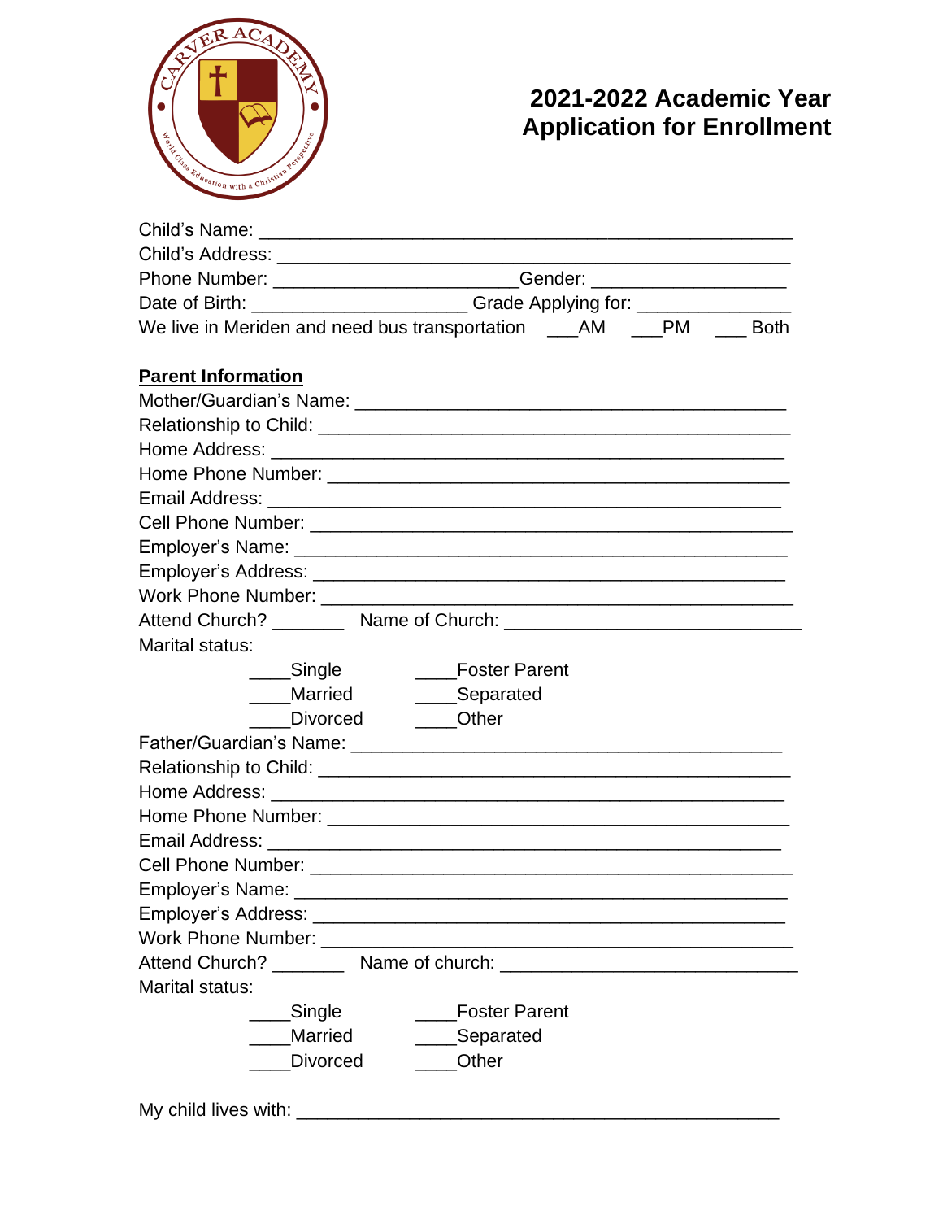# 2021-2022 Academic Year
# Application for Enrollment

Child's Name: ______________________________________________________

Child's Address: ____________________________________________________

Phone Number: ______________________ Gender: __________________

Date of Birth: ____________________ Grade Applying for: ______________

We live in Meriden and need bus transportation ___AM ___PM ___ Both

## Parent Information

Mother/Guardian's Name: ________________________________________

Relationship to Child: ____________________________________________

Home Address: _______________________________________________

Home Phone Number: ___________________________________________

Email Address: _______________________________________________

Cell Phone Number: ____________________________________________

Employer's Name: ______________________________________________

Employer's Address: ____________________________________________

Work Phone Number: ____________________________________________

Attend Church? _______ Name of Church: ____________________________

Marital status:

____Single ____Foster Parent

____Married ____Separated

____Divorced ____Other

Father/Guardian's Name: ________________________________________

Relationship to Child: ____________________________________________

Home Address: _______________________________________________

Home Phone Number: ___________________________________________

Email Address: _______________________________________________

Cell Phone Number: ____________________________________________

Employer's Name: ______________________________________________

Employer's Address: ____________________________________________

Work Phone Number: ____________________________________________

Attend Church? _______ Name of church: ____________________________

Marital status:

____Single ____Foster Parent

____Married ____Separated

____Divorced ____Other

My child lives with: ____________________________________________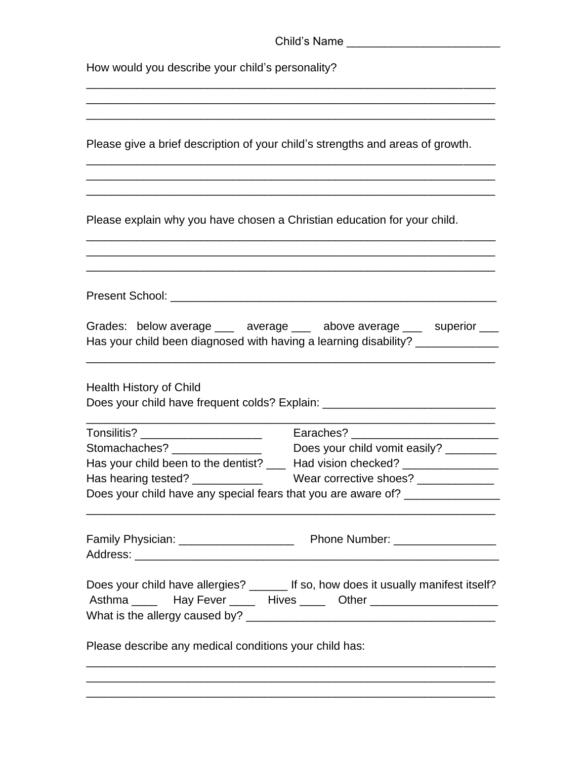Child's Name _______________________

How would you describe your child's personality?

_______________________________________________________________

_______________________________________________________________

_______________________________________________________________

Please give a brief description of your child's strengths and areas of growth.

_______________________________________________________________

_______________________________________________________________

_______________________________________________________________

Please explain why you have chosen a Christian education for your child.

_______________________________________________________________

_______________________________________________________________

_______________________________________________________________

Present School: _______________________________________________

Grades: below average ___ average ___ above average ___ superior ___

Has your child been diagnosed with having a learning disability? ____________

_______________________________________________________________

Health History of Child

Does your child have frequent colds? Explain: __________________________

_______________________________________________________________

Tonsilitis? __________________ Earaches? ______________________

Stomachaches? ______________ Does your child vomit easily? ________

Has your child been to the dentist? ___ Had vision checked? ______________

Has hearing tested? ___________ Wear corrective shoes? ____________

Does your child have any special fears that you are aware of? ______________

_______________________________________________________________

Family Physician: _________________ Phone Number: _______________

Address: ______________________________________________________

Does your child have allergies? ______ If so, how does it usually manifest itself?

Asthma ____ Hay Fever ____ Hives ____ Other ___________________

What is the allergy caused by? _____________________________________

Please describe any medical conditions your child has:

_______________________________________________________________

_______________________________________________________________

_______________________________________________________________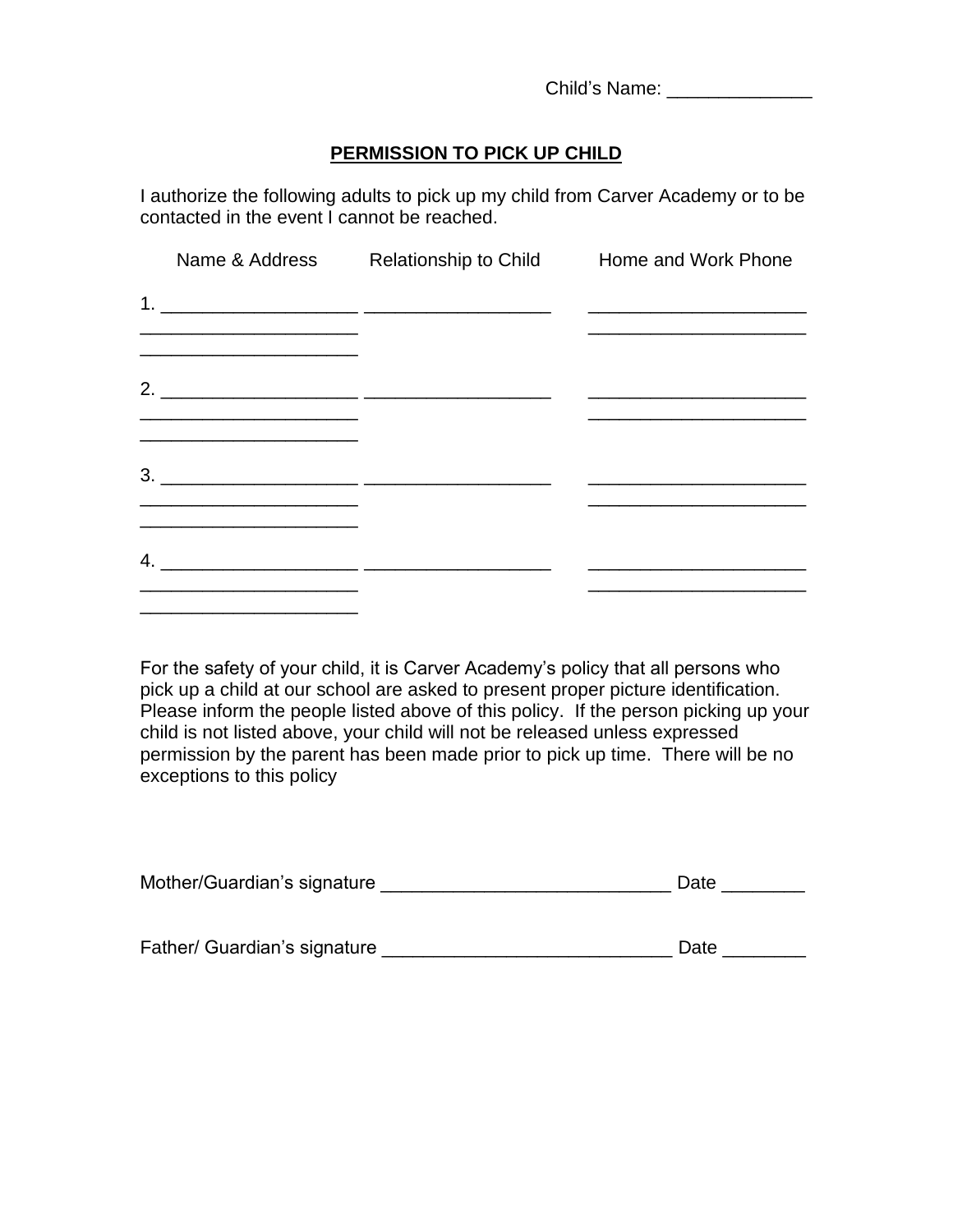Child's Name: ______________

**PERMISSION TO PICK UP CHILD**

I authorize the following adults to pick up my child from Carver Academy or to be contacted in the event I cannot be reached.

| Name & Address | Relationship to Child | Home and Work Phone |
|---|---|---|
| 1. ___________________ ___________________ ___________________ | ___________________ | ___________________ ___________________ |
| 2. ___________________ ___________________ ___________________ | ___________________ | ___________________ ___________________ |
| 3. ___________________ ___________________ ___________________ | ___________________ | ___________________ ___________________ |
| 4. ___________________ ___________________ ___________________ | ___________________ | ___________________ ___________________ |

For the safety of your child, it is Carver Academy's policy that all persons who pick up a child at our school are asked to present proper picture identification. Please inform the people listed above of this policy. If the person picking up your child is not listed above, your child will not be released unless expressed permission by the parent has been made prior to pick up time. There will be no exceptions to this policy

Mother/Guardian's signature ____________________________ Date ________

Father/ Guardian's signature ____________________________ Date ________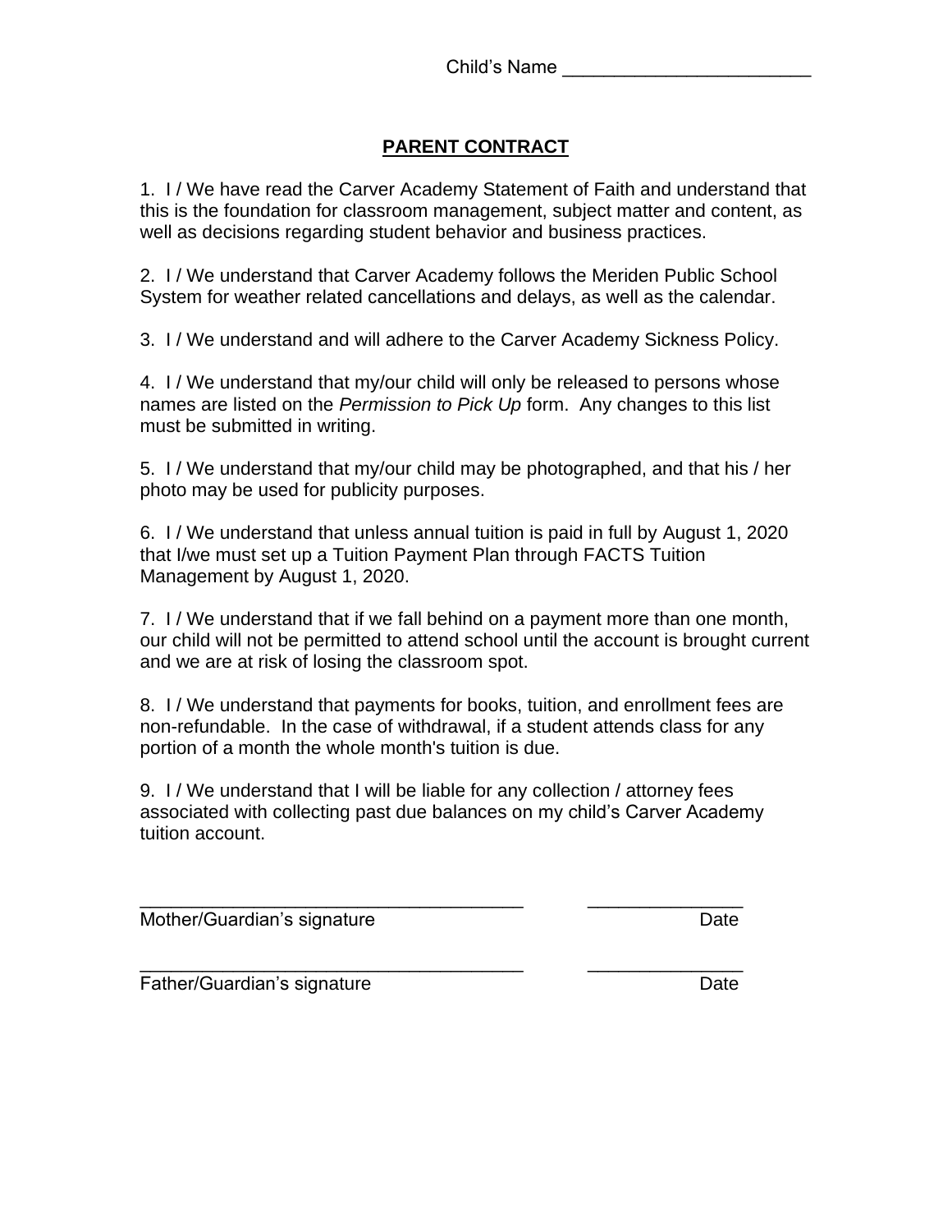Child's Name ________________________

## PARENT CONTRACT

1. I / We have read the Carver Academy Statement of Faith and understand that this is the foundation for classroom management, subject matter and content, as well as decisions regarding student behavior and business practices.

2. I / We understand that Carver Academy follows the Meriden Public School System for weather related cancellations and delays, as well as the calendar.

3. I / We understand and will adhere to the Carver Academy Sickness Policy.

4. I / We understand that my/our child will only be released to persons whose names are listed on the *Permission to Pick Up* form. Any changes to this list must be submitted in writing.

5. I / We understand that my/our child may be photographed, and that his / her photo may be used for publicity purposes.

6. I / We understand that unless annual tuition is paid in full by August 1, 2020 that I/we must set up a Tuition Payment Plan through FACTS Tuition Management by August 1, 2020.

7. I / We understand that if we fall behind on a payment more than one month, our child will not be permitted to attend school until the account is brought current and we are at risk of losing the classroom spot.

8. I / We understand that payments for books, tuition, and enrollment fees are non-refundable. In the case of withdrawal, if a student attends class for any portion of a month the whole month's tuition is due.

9. I / We understand that I will be liable for any collection / attorney fees associated with collecting past due balances on my child's Carver Academy tuition account.

_____________________________________ _______________

Mother/Guardian's signature Date

_____________________________________ _______________

Father/Guardian's signature Date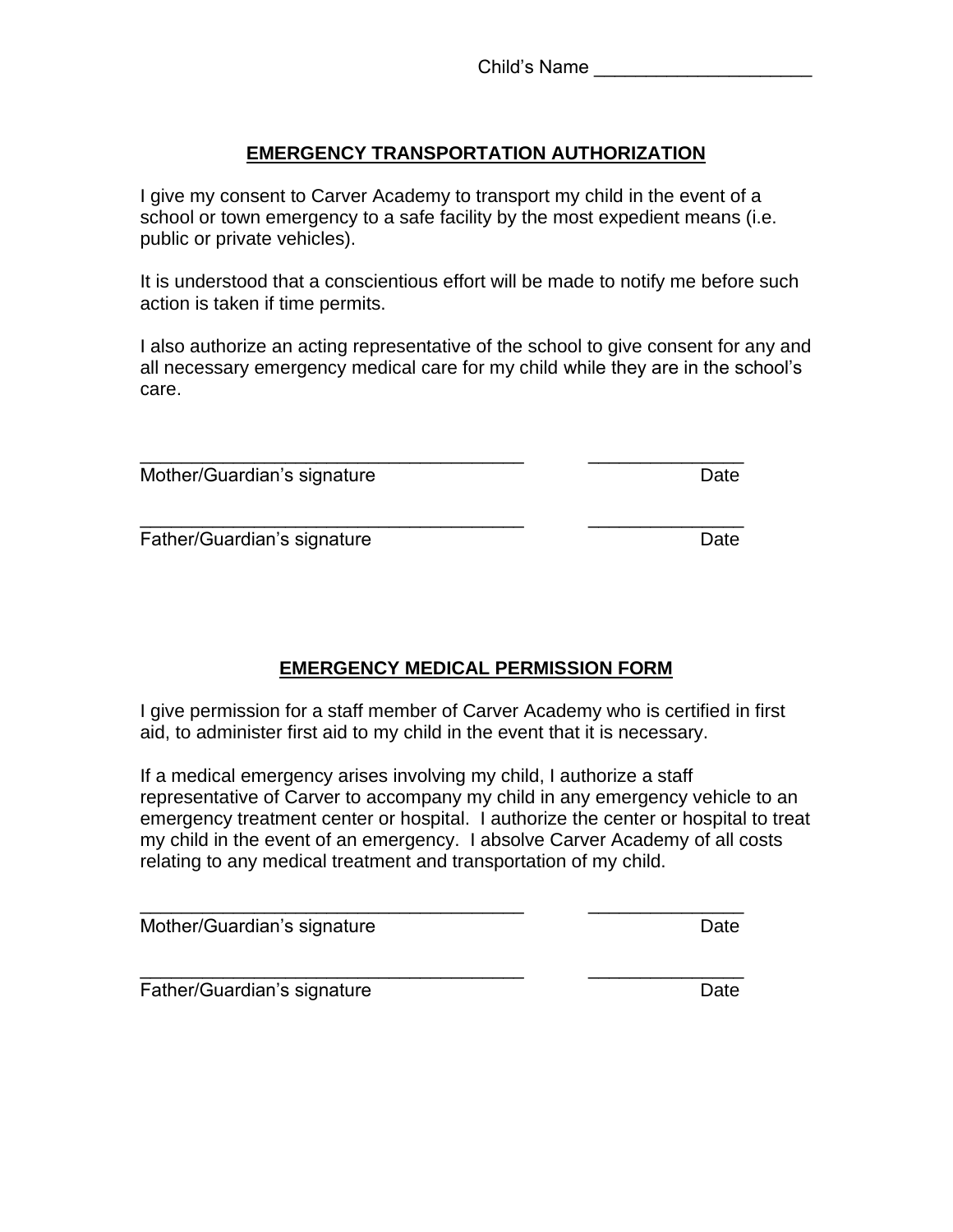Child's Name ____________________

## EMERGENCY TRANSPORTATION AUTHORIZATION

I give my consent to Carver Academy to transport my child in the event of a school or town emergency to a safe facility by the most expedient means (i.e. public or private vehicles).

It is understood that a conscientious effort will be made to notify me before such action is taken if time permits.

I also authorize an acting representative of the school to give consent for any and all necessary emergency medical care for my child while they are in the school's care.

____________________________________ ______________
Mother/Guardian's signature Date

____________________________________ ______________
Father/Guardian's signature Date

## EMERGENCY MEDICAL PERMISSION FORM

I give permission for a staff member of Carver Academy who is certified in first aid, to administer first aid to my child in the event that it is necessary.

If a medical emergency arises involving my child, I authorize a staff representative of Carver to accompany my child in any emergency vehicle to an emergency treatment center or hospital. I authorize the center or hospital to treat my child in the event of an emergency. I absolve Carver Academy of all costs relating to any medical treatment and transportation of my child.

____________________________________ ______________
Mother/Guardian's signature Date

____________________________________ ______________
Father/Guardian's signature Date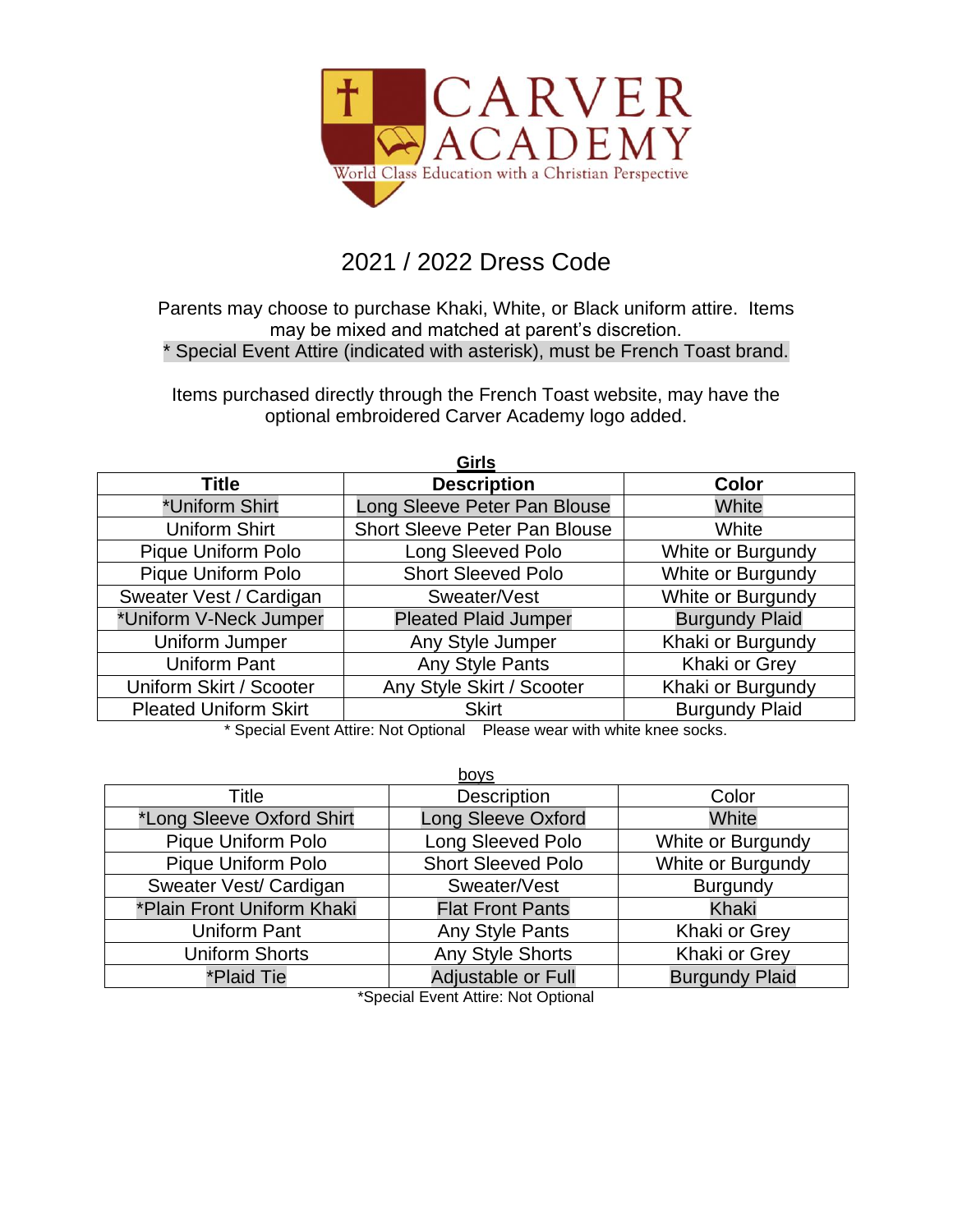# CARVER ACADEMY

World Class Education with a Christian Perspective

## 2021 / 2022 Dress Code

Parents may choose to purchase Khaki, White, or Black uniform attire. Items may be mixed and matched at parent's discretion.
* Special Event Attire (indicated with asterisk), must be French Toast brand.

Items purchased directly through the French Toast website, may have the optional embroidered Carver Academy logo added.

**Girls**

| Title | Description | Color |
|---|---|---|
| *Uniform Shirt | Long Sleeve Peter Pan Blouse | White |
| Uniform Shirt | Short Sleeve Peter Pan Blouse | White |
| Pique Uniform Polo | Long Sleeved Polo | White or Burgundy |
| Pique Uniform Polo | Short Sleeved Polo | White or Burgundy |
| Sweater Vest / Cardigan | Sweater/Vest | White or Burgundy |
| *Uniform V-Neck Jumper | Pleated Plaid Jumper | Burgundy Plaid |
| Uniform Jumper | Any Style Jumper | Khaki or Burgundy |
| Uniform Pant | Any Style Pants | Khaki or Grey |
| Uniform Skirt / Scooter | Any Style Skirt / Scooter | Khaki or Burgundy |
| Pleated Uniform Skirt | Skirt | Burgundy Plaid |

* Special Event Attire: Not Optional    Please wear with white knee socks.

boys

| Title | Description | Color |
|---|---|---|
| *Long Sleeve Oxford Shirt | Long Sleeve Oxford | White |
| Pique Uniform Polo | Long Sleeved Polo | White or Burgundy |
| Pique Uniform Polo | Short Sleeved Polo | White or Burgundy |
| Sweater Vest/ Cardigan | Sweater/Vest | Burgundy |
| *Plain Front Uniform Khaki | Flat Front Pants | Khaki |
| Uniform Pant | Any Style Pants | Khaki or Grey |
| Uniform Shorts | Any Style Shorts | Khaki or Grey |
| *Plaid Tie | Adjustable or Full | Burgundy Plaid |

*Special Event Attire: Not Optional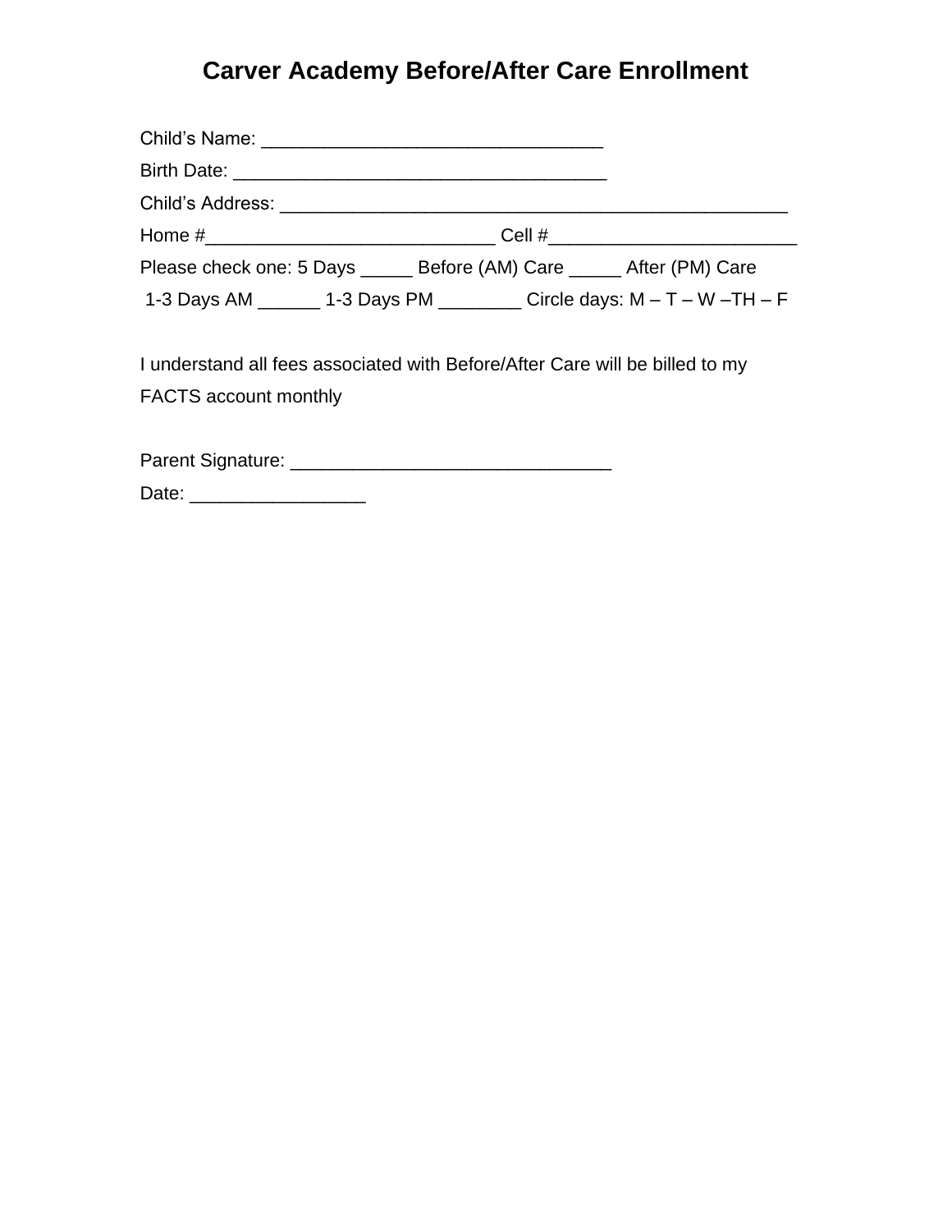# Carver Academy Before/After Care Enrollment

Child’s Name: _________________________________

Birth Date: ____________________________________

Child’s Address: __________________________________________________

Home #____________________________ Cell #________________________

Please check one: 5 Days _____ Before (AM) Care _____ After (PM) Care

1-3 Days AM ______ 1-3 Days PM ________ Circle days: M – T – W –TH – F

I understand all fees associated with Before/After Care will be billed to my FACTS account monthly

Parent Signature: _______________________________

Date: _________________